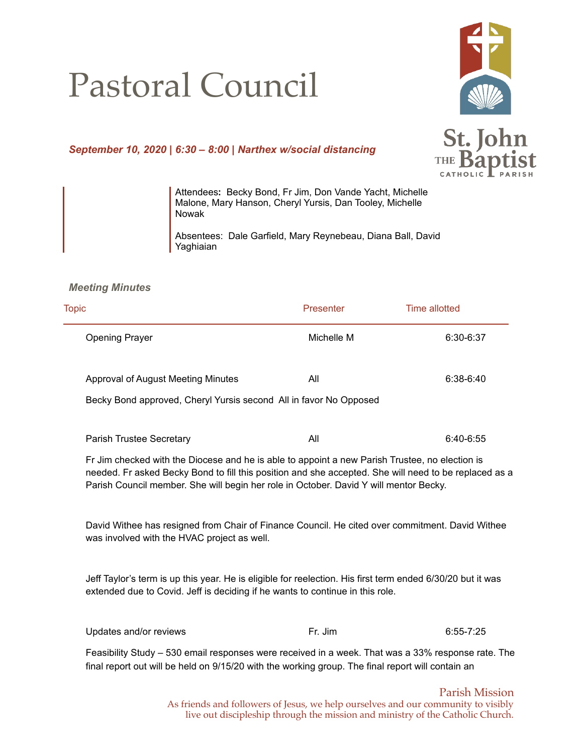# Pastoral Council

St. John THE Baptist CATHOLIC PARISH

***September 10, 2020 | 6:30 – 8:00 | Narthex w/social distancing***

Attendees**:** Becky Bond, Fr Jim, Don Vande Yacht, Michelle Malone, Mary Hanson, Cheryl Yursis, Dan Tooley, Michelle Nowak

Absentees: Dale Garfield, Mary Reynebeau, Diana Ball, David Yaghiaian

***Meeting Minutes***

| Topic | Presenter | Time allotted |
|---|---|---|
| Opening Prayer | Michelle M | 6:30-6:37 |
| Approval of August Meeting Minutes | All | 6:38-6:40 |

Becky Bond approved, Cheryl Yursis second All in favor No Opposed

| Topic | Presenter | Time allotted |
|---|---|---|
| Parish Trustee Secretary | All | 6:40-6:55 |

Fr Jim checked with the Diocese and he is able to appoint a new Parish Trustee, no election is needed. Fr asked Becky Bond to fill this position and she accepted. She will need to be replaced as a Parish Council member. She will begin her role in October. David Y will mentor Becky.

David Withee has resigned from Chair of Finance Council. He cited over commitment. David Withee was involved with the HVAC project as well.

Jeff Taylor's term is up this year. He is eligible for reelection. His first term ended 6/30/20 but it was extended due to Covid. Jeff is deciding if he wants to continue in this role.

| Topic | Presenter | Time allotted |
|---|---|---|
| Updates and/or reviews | Fr. Jim | 6:55-7:25 |

Feasibility Study – 530 email responses were received in a week. That was a 33% response rate. The final report out will be held on 9/15/20 with the working group. The final report will contain an

Parish Mission
As friends and followers of Jesus, we help ourselves and our community to visibly live out discipleship through the mission and ministry of the Catholic Church.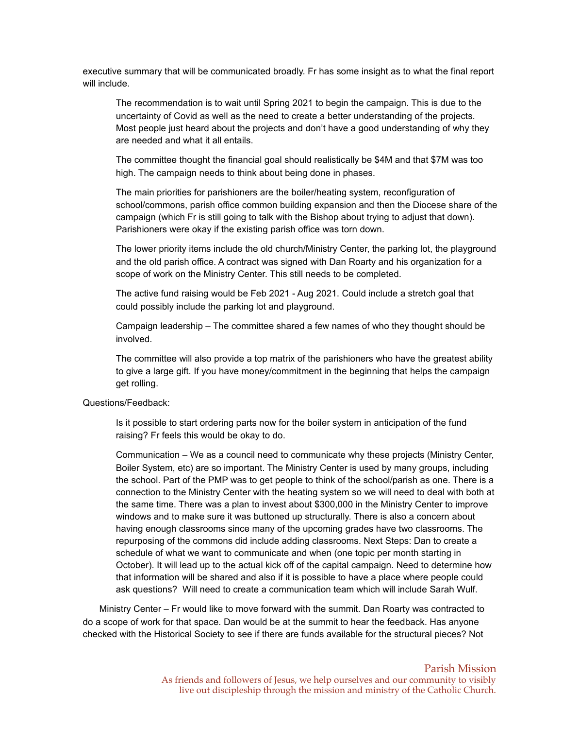executive summary that will be communicated broadly. Fr has some insight as to what the final report will include.

> The recommendation is to wait until Spring 2021 to begin the campaign. This is due to the uncertainty of Covid as well as the need to create a better understanding of the projects. Most people just heard about the projects and don't have a good understanding of why they are needed and what it all entails.
>
> The committee thought the financial goal should realistically be $4M and that $7M was too high. The campaign needs to think about being done in phases.
>
> The main priorities for parishioners are the boiler/heating system, reconfiguration of school/commons, parish office common building expansion and then the Diocese share of the campaign (which Fr is still going to talk with the Bishop about trying to adjust that down). Parishioners were okay if the existing parish office was torn down.
>
> The lower priority items include the old church/Ministry Center, the parking lot, the playground and the old parish office. A contract was signed with Dan Roarty and his organization for a scope of work on the Ministry Center. This still needs to be completed.
>
> The active fund raising would be Feb 2021 - Aug 2021. Could include a stretch goal that could possibly include the parking lot and playground.
>
> Campaign leadership – The committee shared a few names of who they thought should be involved.
>
> The committee will also provide a top matrix of the parishioners who have the greatest ability to give a large gift. If you have money/commitment in the beginning that helps the campaign get rolling.

Questions/Feedback:

> Is it possible to start ordering parts now for the boiler system in anticipation of the fund raising? Fr feels this would be okay to do.
>
> Communication – We as a council need to communicate why these projects (Ministry Center, Boiler System, etc) are so important. The Ministry Center is used by many groups, including the school. Part of the PMP was to get people to think of the school/parish as one. There is a connection to the Ministry Center with the heating system so we will need to deal with both at the same time. There was a plan to invest about $300,000 in the Ministry Center to improve windows and to make sure it was buttoned up structurally. There is also a concern about having enough classrooms since many of the upcoming grades have two classrooms. The repurposing of the commons did include adding classrooms. Next Steps: Dan to create a schedule of what we want to communicate and when (one topic per month starting in October). It will lead up to the actual kick off of the capital campaign. Need to determine how that information will be shared and also if it is possible to have a place where people could ask questions? Will need to create a communication team which will include Sarah Wulf.

Ministry Center – Fr would like to move forward with the summit. Dan Roarty was contracted to do a scope of work for that space. Dan would be at the summit to hear the feedback. Has anyone checked with the Historical Society to see if there are funds available for the structural pieces? Not

Parish Mission
As friends and followers of Jesus, we help ourselves and our community to visibly live out discipleship through the mission and ministry of the Catholic Church.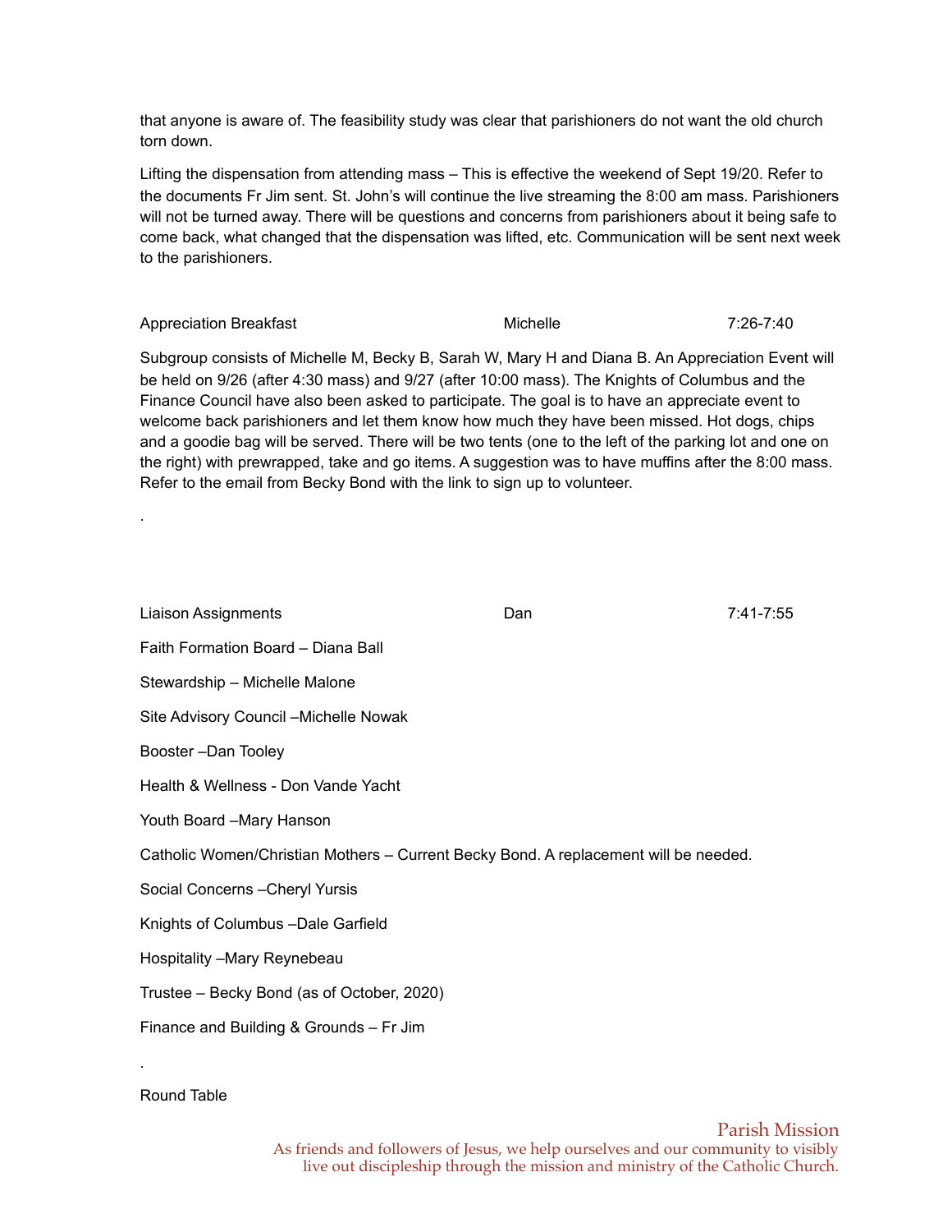that anyone is aware of. The feasibility study was clear that parishioners do not want the old church torn down.

Lifting the dispensation from attending mass – This is effective the weekend of Sept 19/20. Refer to the documents Fr Jim sent. St. John's will continue the live streaming the 8:00 am mass. Parishioners will not be turned away. There will be questions and concerns from parishioners about it being safe to come back, what changed that the dispensation was lifted, etc. Communication will be sent next week to the parishioners.

| Appreciation Breakfast | Michelle | 7:26-7:40 |
|---|---|---|

Subgroup consists of Michelle M, Becky B, Sarah W, Mary H and Diana B. An Appreciation Event will be held on 9/26 (after 4:30 mass) and 9/27 (after 10:00 mass). The Knights of Columbus and the Finance Council have also been asked to participate. The goal is to have an appreciate event to welcome back parishioners and let them know how much they have been missed. Hot dogs, chips and a goodie bag will be served. There will be two tents (one to the left of the parking lot and one on the right) with prewrapped, take and go items. A suggestion was to have muffins after the 8:00 mass. Refer to the email from Becky Bond with the link to sign up to volunteer.

.

| Liaison Assignments | Dan | 7:41-7:55 |
|---|---|---|

Faith Formation Board – Diana Ball

Stewardship – Michelle Malone

Site Advisory Council –Michelle Nowak

Booster –Dan Tooley

Health & Wellness - Don Vande Yacht

Youth Board –Mary Hanson

Catholic Women/Christian Mothers – Current Becky Bond. A replacement will be needed.

Social Concerns –Cheryl Yursis

Knights of Columbus –Dale Garfield

Hospitality –Mary Reynebeau

Trustee – Becky Bond (as of October, 2020)

Finance and Building & Grounds – Fr Jim

.

Round Table

Parish Mission
As friends and followers of Jesus, we help ourselves and our community to visibly live out discipleship through the mission and ministry of the Catholic Church.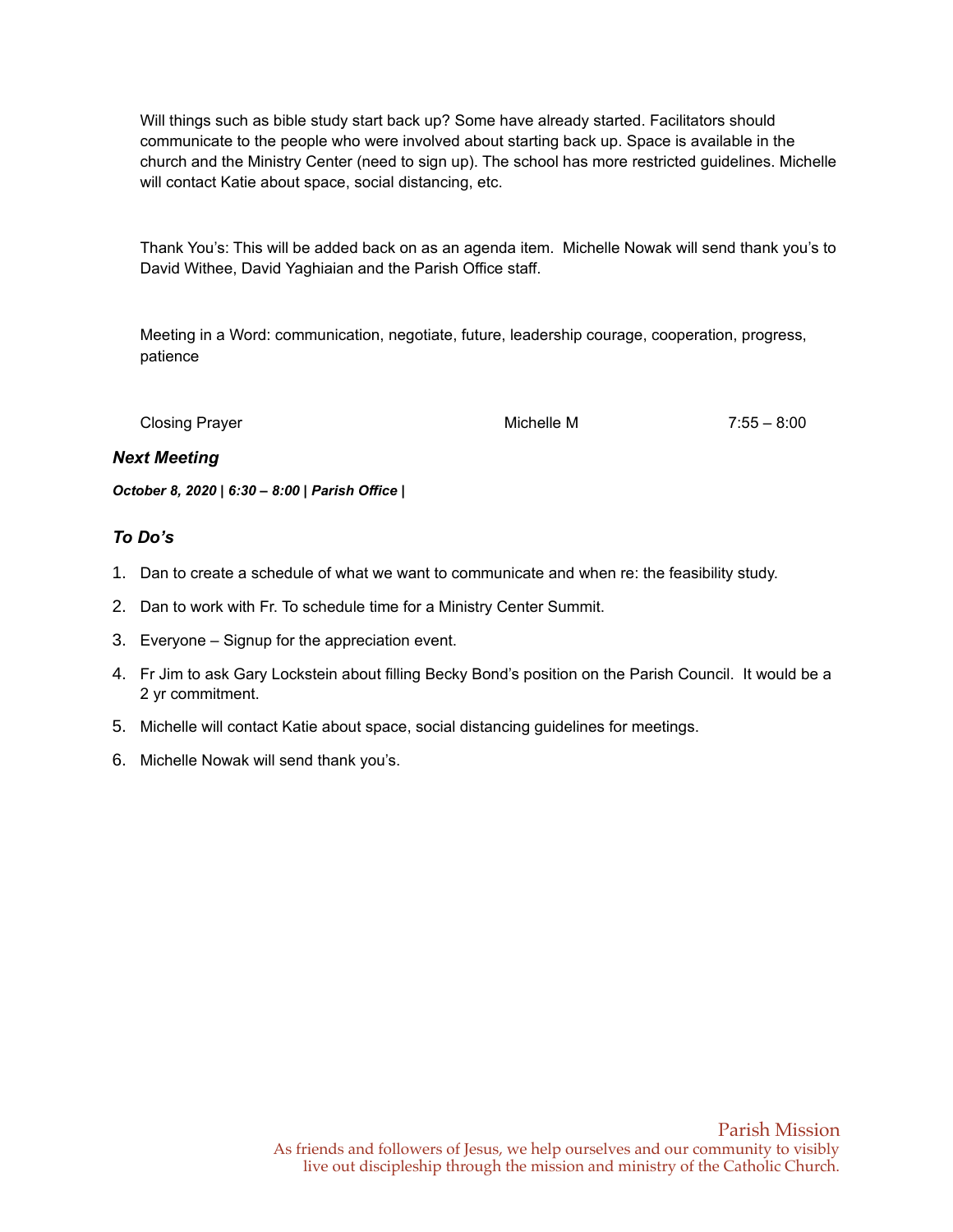Will things such as bible study start back up? Some have already started. Facilitators should communicate to the people who were involved about starting back up. Space is available in the church and the Ministry Center (need to sign up). The school has more restricted guidelines. Michelle will contact Katie about space, social distancing, etc.

Thank You's: This will be added back on as an agenda item. Michelle Nowak will send thank you's to David Withee, David Yaghiaian and the Parish Office staff.

Meeting in a Word: communication, negotiate, future, leadership courage, cooperation, progress, patience

| | | |
|---|---|---|
| Closing Prayer | Michelle M | 7:55 – 8:00 |

### *Next Meeting*

***October 8, 2020 | 6:30 – 8:00 | Parish Office |***

### *To Do's*

1. Dan to create a schedule of what we want to communicate and when re: the feasibility study.
2. Dan to work with Fr. To schedule time for a Ministry Center Summit.
3. Everyone – Signup for the appreciation event.
4. Fr Jim to ask Gary Lockstein about filling Becky Bond's position on the Parish Council. It would be a 2 yr commitment.
5. Michelle will contact Katie about space, social distancing guidelines for meetings.
6. Michelle Nowak will send thank you's.

Parish Mission
As friends and followers of Jesus, we help ourselves and our community to visibly live out discipleship through the mission and ministry of the Catholic Church.